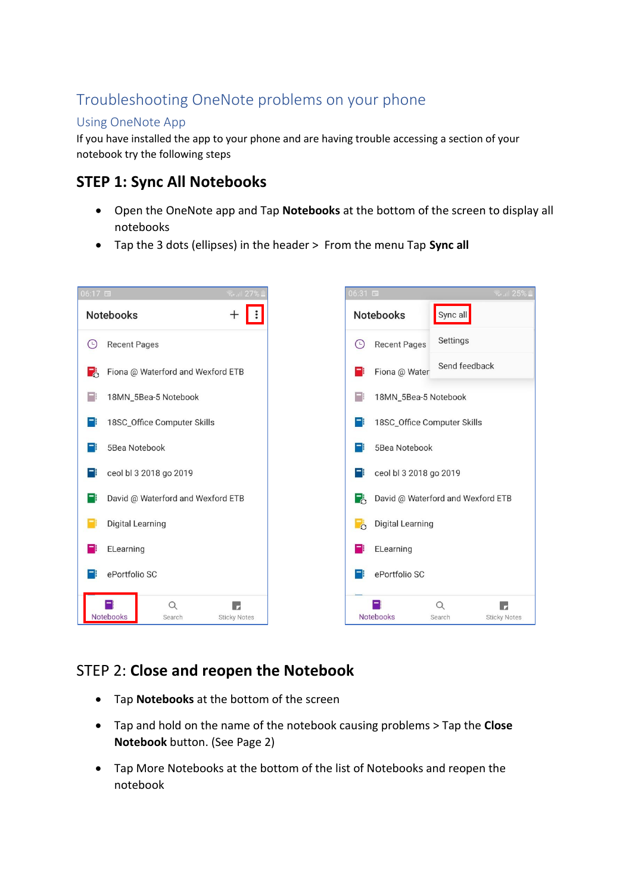# Troubleshooting OneNote problems on your phone

## Using OneNote App

If you have installed the app to your phone and are having trouble accessing a section of your notebook try the following steps

### STEP 1: Sync All Notebooks

- Open the OneNote app and Tap **Notebooks** at the bottom of the screen to display all notebooks
- Tap the 3 dots (ellipses) in the header > From the menu Tap **Sync all**

### STEP 2: **Close and reopen the Notebook**

- Tap **Notebooks** at the bottom of the screen
- Tap and hold on the name of the notebook causing problems > Tap the **Close Notebook** button. (See Page 2)
- Tap More Notebooks at the bottom of the list of Notebooks and reopen the notebook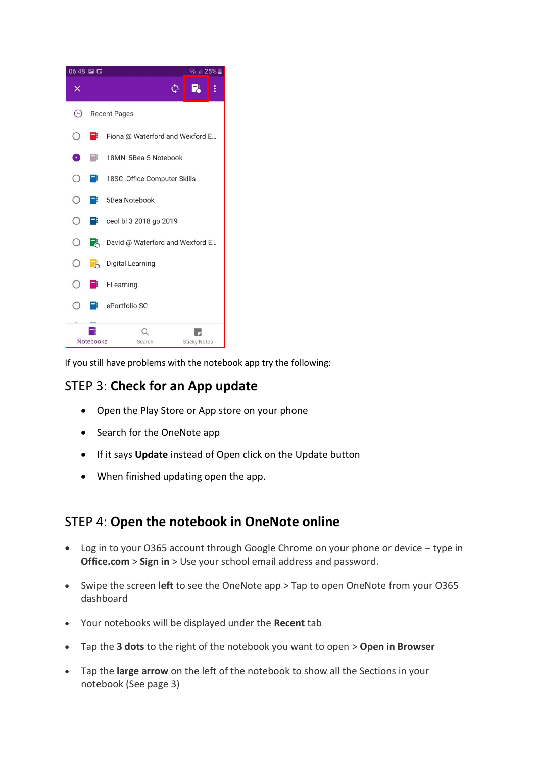If you still have problems with the notebook app try the following:

## STEP 3: **Check for an App update**

- Open the Play Store or App store on your phone
- Search for the OneNote app
- If it says **Update** instead of Open click on the Update button
- When finished updating open the app.

## STEP 4: **Open the notebook in OneNote online**

- Log in to your O365 account through Google Chrome on your phone or device – type in **Office.com** > **Sign in** > Use your school email address and password.
- Swipe the screen **left** to see the OneNote app > Tap to open OneNote from your O365 dashboard
- Your notebooks will be displayed under the **Recent** tab
- Tap the **3 dots** to the right of the notebook you want to open > **Open in Browser**
- Tap the **large arrow** on the left of the notebook to show all the Sections in your notebook (See page 3)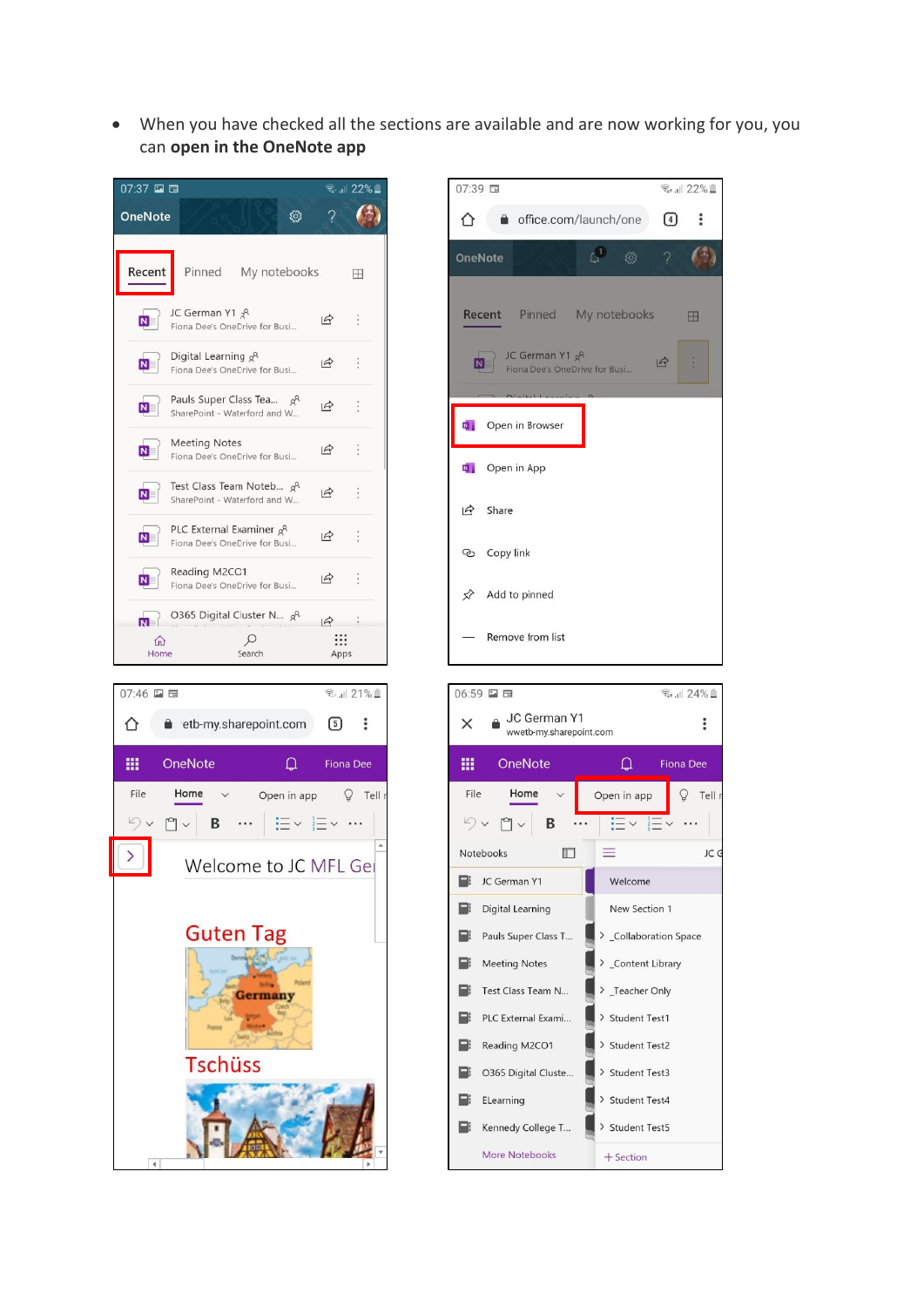- When you have checked all the sections are available and are now working for you, you can **open in the OneNote app**